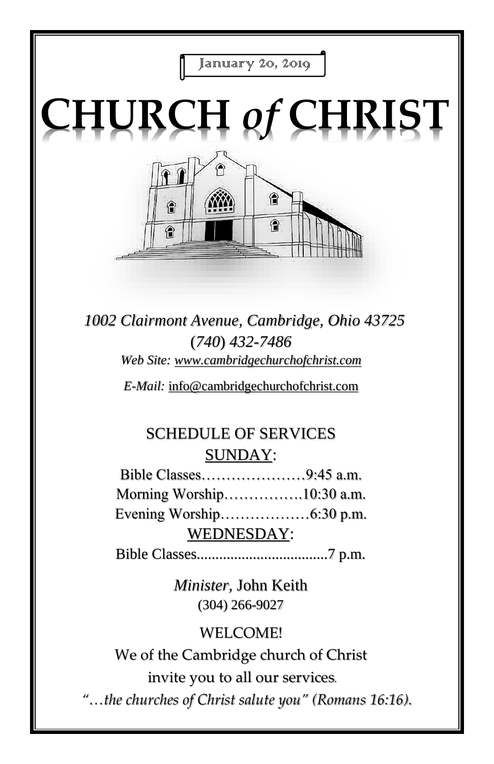January 20, 2019

# CHURCH *of* CHRIST

*1002 Clairmont Avenue, Cambridge, Ohio 43725*
*(740) 432-7486*
*Web Site:* www.cambridgechurchofchrist.com

*E-Mail:* info@cambridgechurchofchrist.com

## SCHEDULE OF SERVICES

### SUNDAY:

Bible Classes…………………9:45 a.m.
Morning Worship…………….10:30 a.m.
Evening Worship………………6:30 p.m.

### WEDNESDAY:

Bible Classes...................................7 p.m.

*Minister,* John Keith
(304) 266-9027

WELCOME!
We of the Cambridge church of Christ
invite you to all our services.
*"…the churches of Christ salute you" (Romans 16:16).*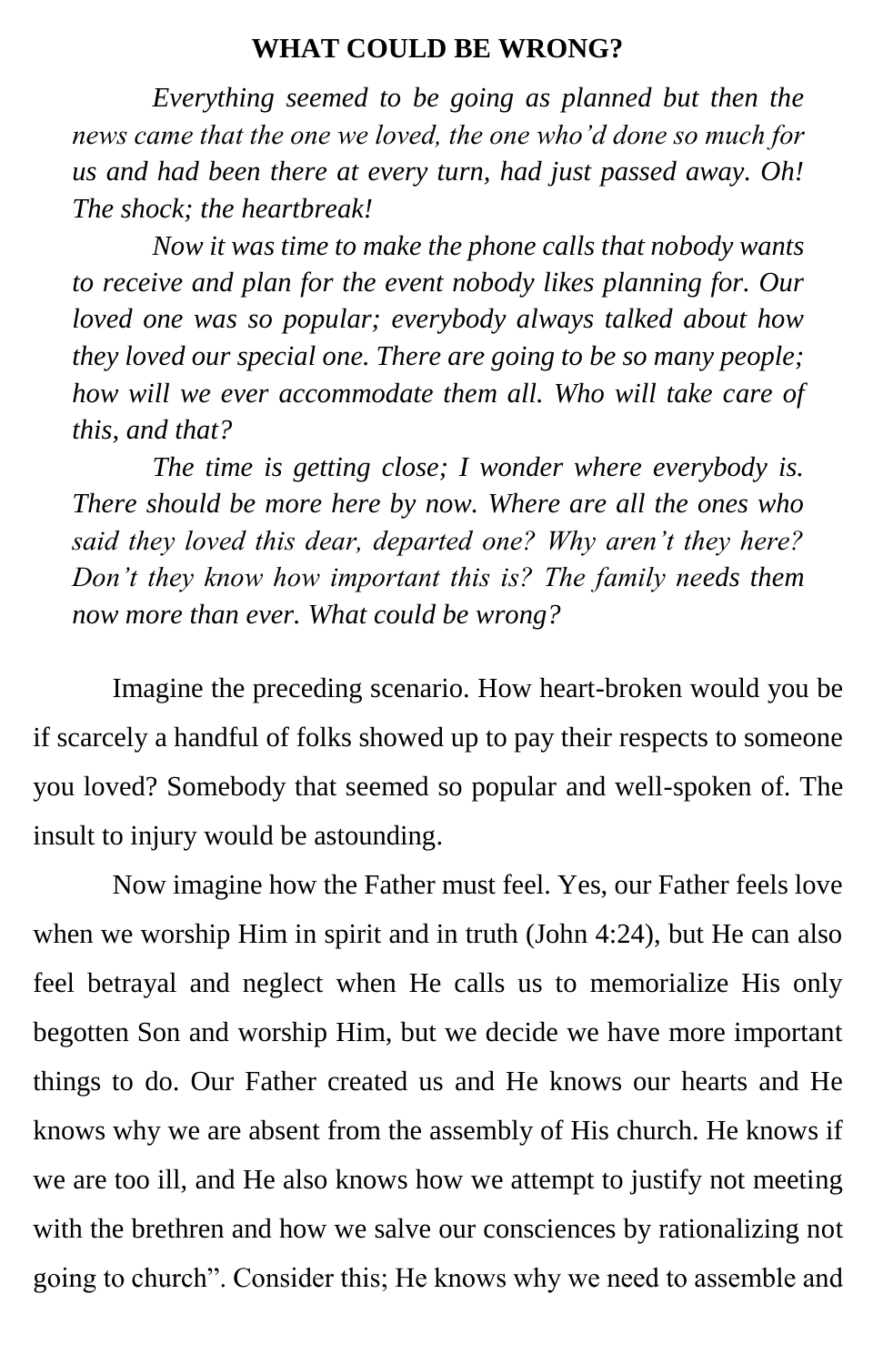## WHAT COULD BE WRONG?

*Everything seemed to be going as planned but then the news came that the one we loved, the one who'd done so much for us and had been there at every turn, had just passed away. Oh! The shock; the heartbreak!*

*Now it was time to make the phone calls that nobody wants to receive and plan for the event nobody likes planning for. Our loved one was so popular; everybody always talked about how they loved our special one. There are going to be so many people; how will we ever accommodate them all. Who will take care of this, and that?*

*The time is getting close; I wonder where everybody is. There should be more here by now. Where are all the ones who said they loved this dear, departed one? Why aren't they here? Don't they know how important this is? The family needs them now more than ever. What could be wrong?*

Imagine the preceding scenario. How heart-broken would you be if scarcely a handful of folks showed up to pay their respects to someone you loved? Somebody that seemed so popular and well-spoken of. The insult to injury would be astounding.

Now imagine how the Father must feel. Yes, our Father feels love when we worship Him in spirit and in truth (John 4:24), but He can also feel betrayal and neglect when He calls us to memorialize His only begotten Son and worship Him, but we decide we have more important things to do. Our Father created us and He knows our hearts and He knows why we are absent from the assembly of His church. He knows if we are too ill, and He also knows how we attempt to justify not meeting with the brethren and how we salve our consciences by rationalizing not going to church". Consider this; He knows why we need to assemble and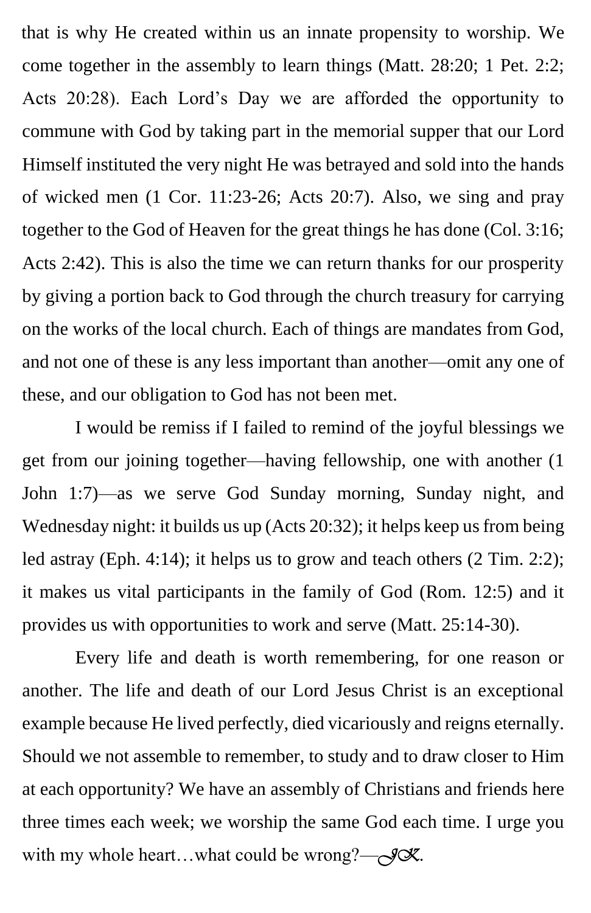that is why He created within us an innate propensity to worship. We come together in the assembly to learn things (Matt. 28:20; 1 Pet. 2:2; Acts 20:28). Each Lord's Day we are afforded the opportunity to commune with God by taking part in the memorial supper that our Lord Himself instituted the very night He was betrayed and sold into the hands of wicked men (1 Cor. 11:23-26; Acts 20:7). Also, we sing and pray together to the God of Heaven for the great things he has done (Col. 3:16; Acts 2:42). This is also the time we can return thanks for our prosperity by giving a portion back to God through the church treasury for carrying on the works of the local church. Each of things are mandates from God, and not one of these is any less important than another—omit any one of these, and our obligation to God has not been met.

I would be remiss if I failed to remind of the joyful blessings we get from our joining together—having fellowship, one with another (1 John 1:7)—as we serve God Sunday morning, Sunday night, and Wednesday night: it builds us up (Acts 20:32); it helps keep us from being led astray (Eph. 4:14); it helps us to grow and teach others (2 Tim. 2:2); it makes us vital participants in the family of God (Rom. 12:5) and it provides us with opportunities to work and serve (Matt. 25:14-30).

Every life and death is worth remembering, for one reason or another. The life and death of our Lord Jesus Christ is an exceptional example because He lived perfectly, died vicariously and reigns eternally. Should we not assemble to remember, to study and to draw closer to Him at each opportunity? We have an assembly of Christians and friends here three times each week; we worship the same God each time. I urge you with my whole heart…what could be wrong?—*JK*.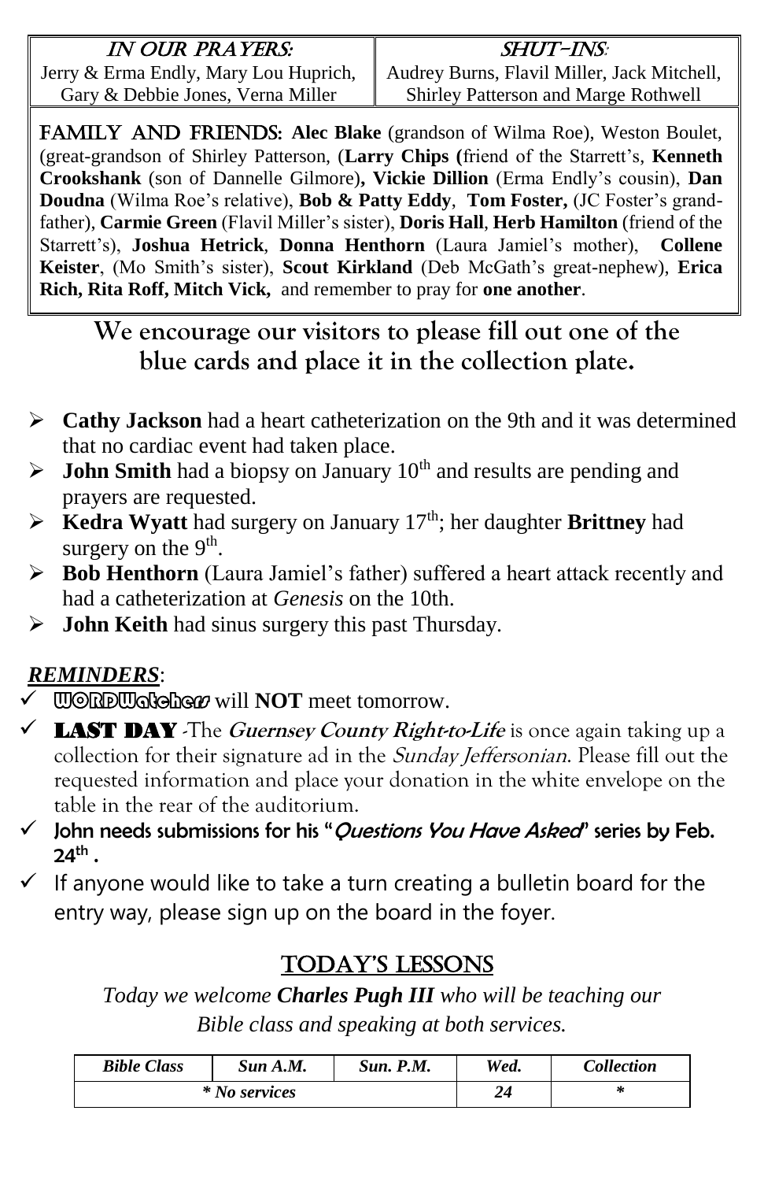| IN OUR PRAYERS: | SHUT-INS: |
| --- | --- |
| Jerry & Erma Endly, Mary Lou Huprich, Gary & Debbie Jones, Verna Miller | Audrey Burns, Flavil Miller, Jack Mitchell, Shirley Patterson and Marge Rothwell |

FAMILY AND FRIENDS: **Alec Blake** (grandson of Wilma Roe), Weston Boulet, (great-grandson of Shirley Patterson, (**Larry Chips (**friend of the Starrett's, **Kenneth Crookshank** (son of Dannelle Gilmore)**, Vickie Dillion** (Erma Endly's cousin), **Dan Doudna** (Wilma Roe's relative), **Bob & Patty Eddy**, **Tom Foster,** (JC Foster's grandfather), **Carmie Green** (Flavil Miller's sister), **Doris Hall**, **Herb Hamilton** (friend of the Starrett's), **Joshua Hetrick**, **Donna Henthorn** (Laura Jamiel's mother), **Collene Keister**, (Mo Smith's sister), **Scout Kirkland** (Deb McGath's great-nephew), **Erica Rich, Rita Roff, Mitch Vick,** and remember to pray for **one another**.

**We encourage our visitors to please fill out one of the blue cards and place it in the collection plate.**

- **Cathy Jackson** had a heart catheterization on the 9th and it was determined that no cardiac event had taken place.
- **John Smith** had a biopsy on January 10th and results are pending and prayers are requested.
- **Kedra Wyatt** had surgery on January 17th; her daughter **Brittney** had surgery on the 9th.
- **Bob Henthorn** (Laura Jamiel's father) suffered a heart attack recently and had a catheterization at *Genesis* on the 10th.
- **John Keith** had sinus surgery this past Thursday.

***REMINDERS***:

- ✓ WORDWatcher will **NOT** meet tomorrow.
- ✓ **LAST DAY** -The ***Guernsey County Right-to-Life*** is once again taking up a collection for their signature ad in the *Sunday Jeffersonian*. Please fill out the requested information and place your donation in the white envelope on the table in the rear of the auditorium.
- ✓ John needs submissions for his "*Questions You Have Asked*" series by Feb. 24th .
- ✓ If anyone would like to take a turn creating a bulletin board for the entry way, please sign up on the board in the foyer.

## TODAY'S LESSONS

*Today we welcome **Charles Pugh III** who will be teaching our Bible class and speaking at both services.*

| *Bible Class* | *Sun A.M.* | *Sun. P.M.* | *Wed.* | *Collection* |
| --- | --- | --- | --- | --- |
| *\* No services* | | | *24* | *\** |